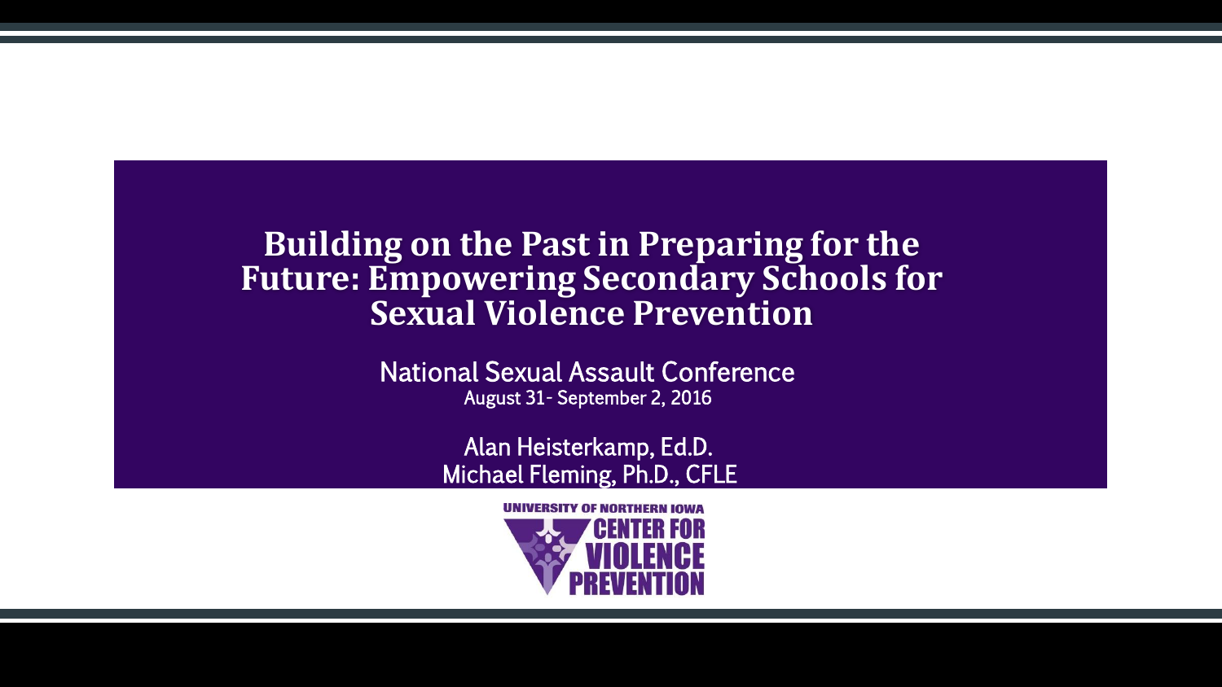# Building on the Past in Preparing for the Future: Empowering Secondary Schools for Sexual Violence Prevention

National Sexual Assault Conference

August 31- September 2, 2016

Alan Heisterkamp, Ed.D.

Michael Fleming, Ph.D., CFLE

UNIVERSITY OF NORTHERN IOWA

CENTER FOR VIOLENCE PREVENTION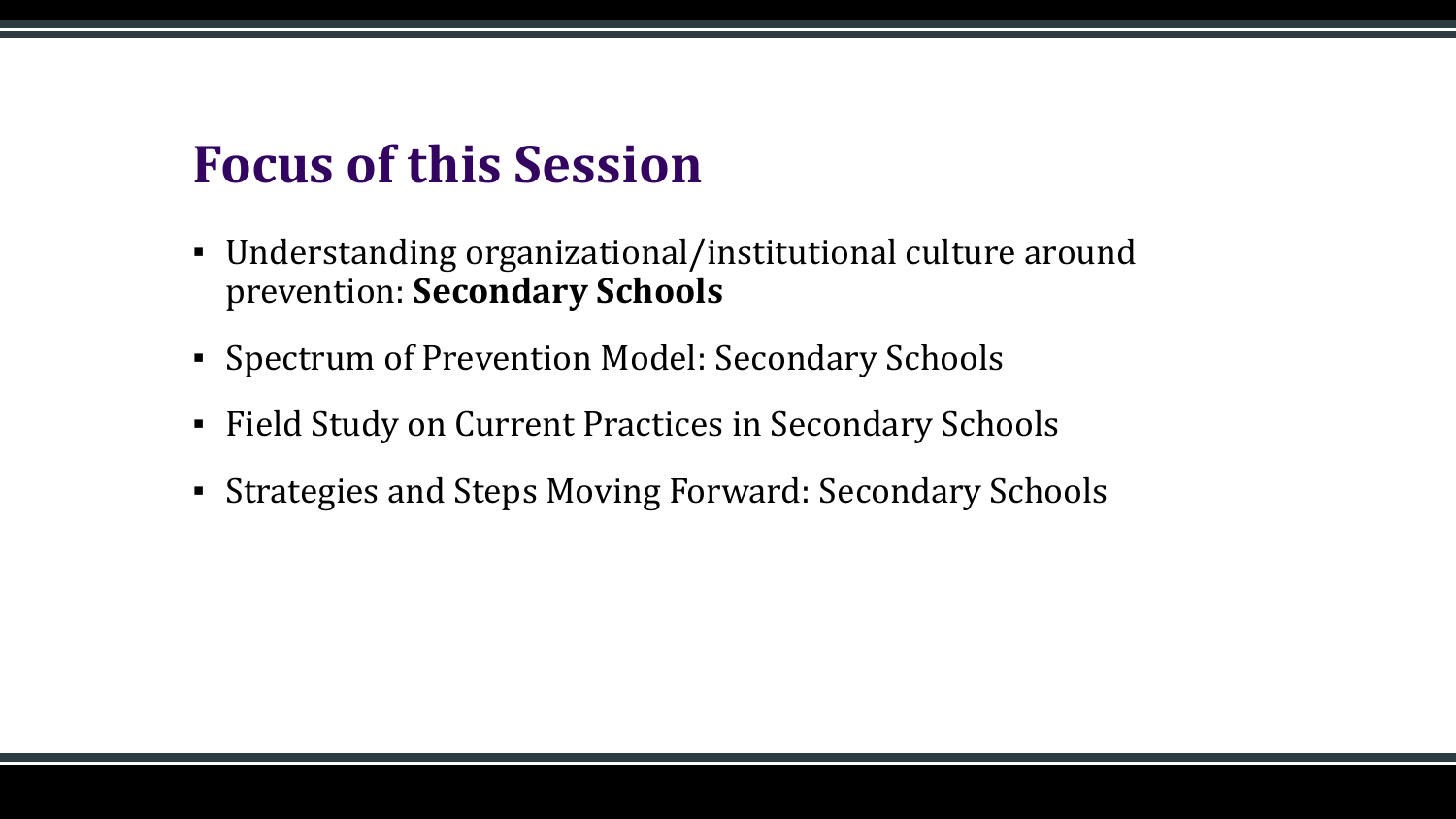## Focus of this Session

- Understanding organizational/institutional culture around prevention: **Secondary Schools**
- Spectrum of Prevention Model: Secondary Schools
- Field Study on Current Practices in Secondary Schools
- Strategies and Steps Moving Forward: Secondary Schools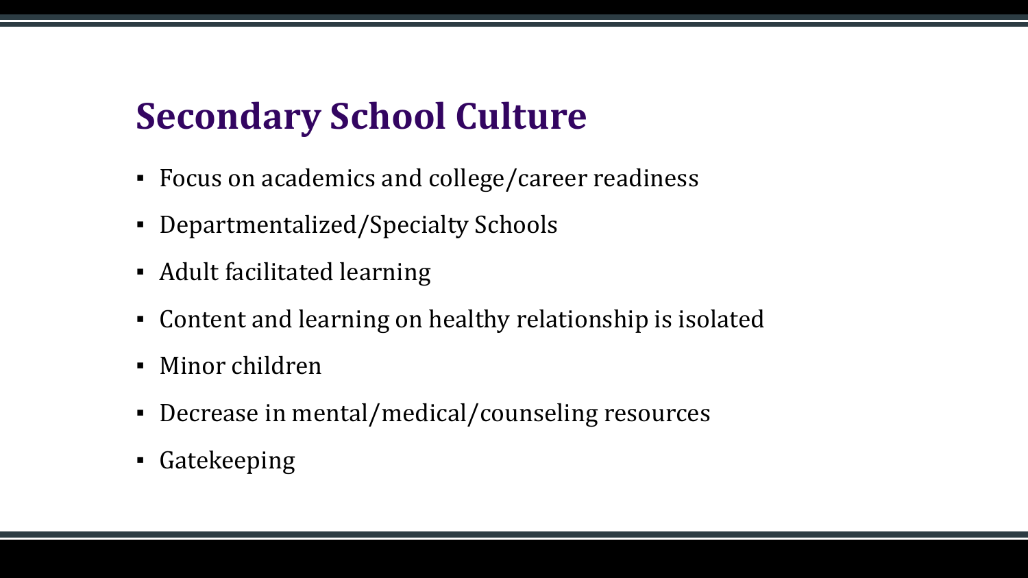# Secondary School Culture

- Focus on academics and college/career readiness
- Departmentalized/Specialty Schools
- Adult facilitated learning
- Content and learning on healthy relationship is isolated
- Minor children
- Decrease in mental/medical/counseling resources
- Gatekeeping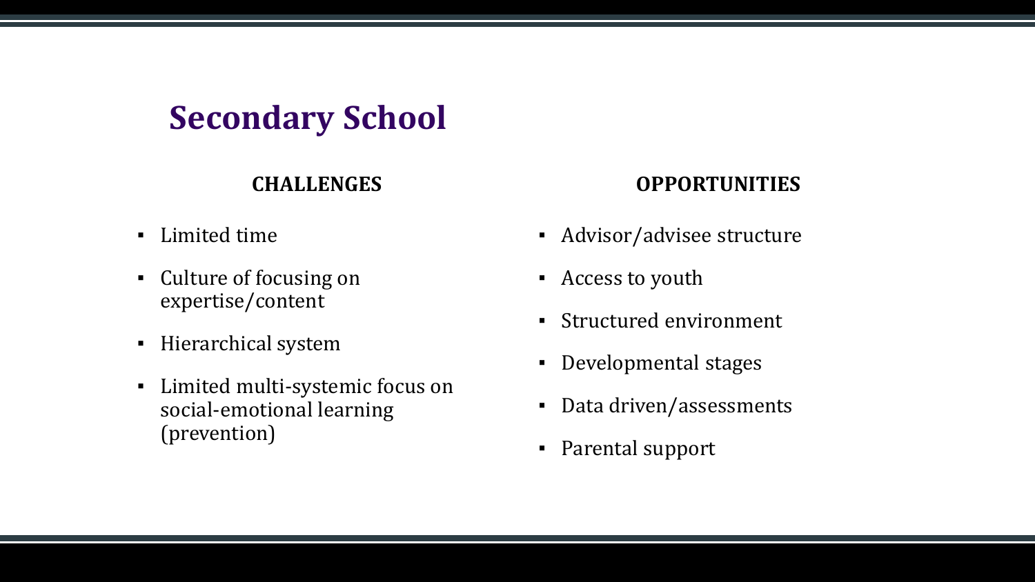# Secondary School

**CHALLENGES**

- Limited time
- Culture of focusing on expertise/content
- Hierarchical system
- Limited multi-systemic focus on social-emotional learning (prevention)

**OPPORTUNITIES**

- Advisor/advisee structure
- Access to youth
- Structured environment
- Developmental stages
- Data driven/assessments
- Parental support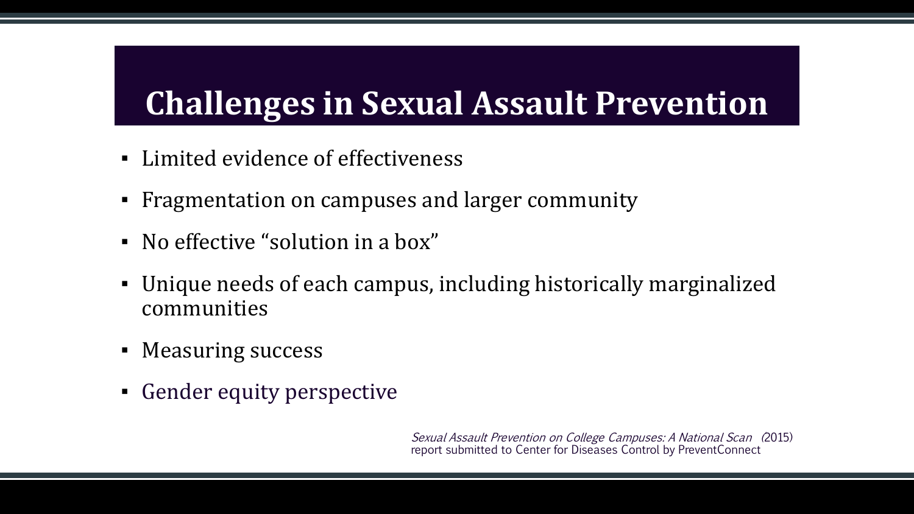# Challenges in Sexual Assault Prevention

- Limited evidence of effectiveness
- Fragmentation on campuses and larger community
- No effective “solution in a box”
- Unique needs of each campus, including historically marginalized communities
- Measuring success
- Gender equity perspective

*Sexual Assault Prevention on College Campuses: A National Scan* (2015) report submitted to Center for Diseases Control by PreventConnect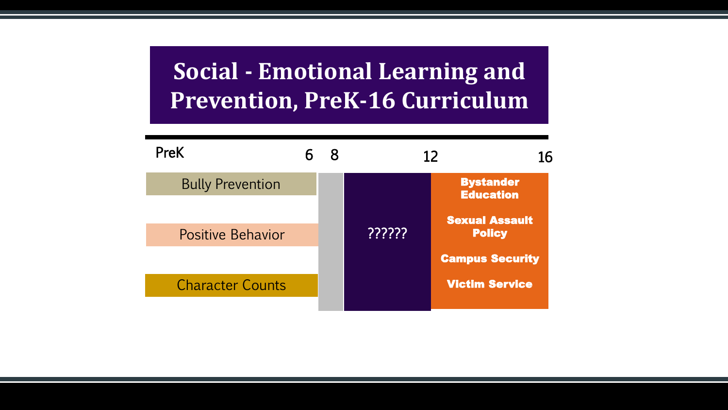# Social - Emotional Learning and Prevention, PreK-16 Curriculum

| PreK – 6 | 6 – 8 | 8 – 12 | 12 – 16 |
|---|---|---|---|
| Bully Prevention | | ?????? | **Bystander Education** |
| Positive Behavior | | | **Sexual Assault Policy** |
| Character Counts | | | **Campus Security** |
| | | | **Victim Service** |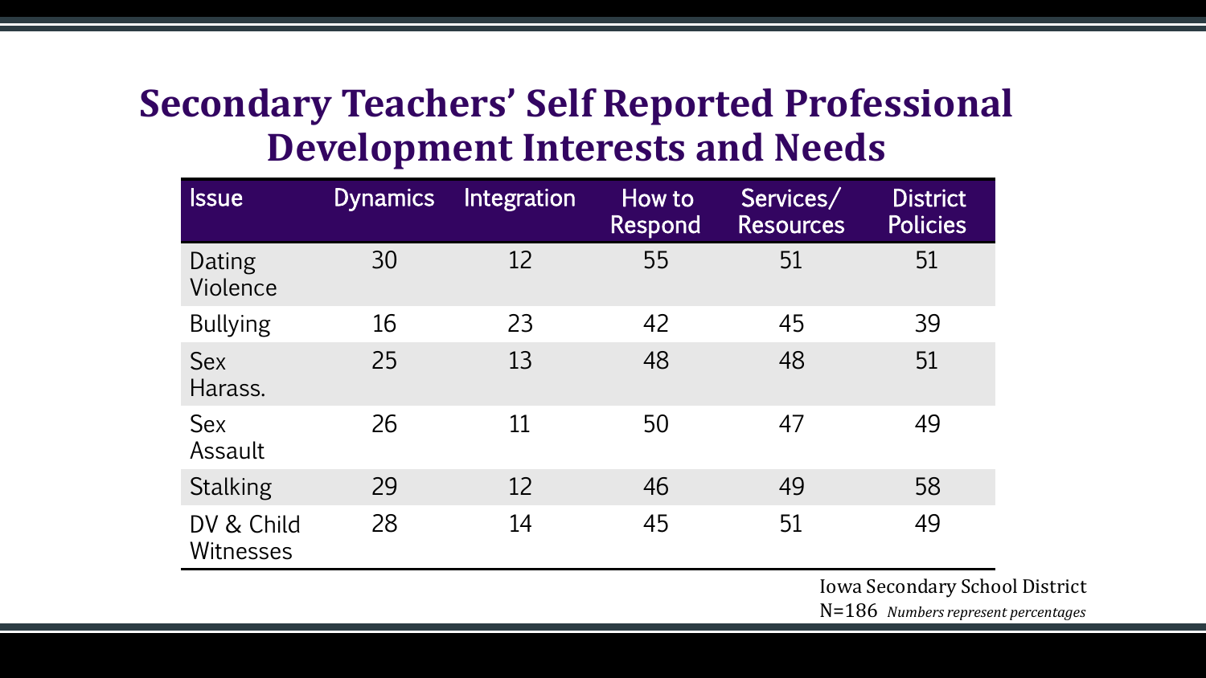# Secondary Teachers' Self Reported Professional Development Interests and Needs

| Issue | Dynamics | Integration | How to Respond | Services/ Resources | District Policies |
|---|---|---|---|---|---|
| Dating Violence | 30 | 12 | 55 | 51 | 51 |
| Bullying | 16 | 23 | 42 | 45 | 39 |
| Sex Harass. | 25 | 13 | 48 | 48 | 51 |
| Sex Assault | 26 | 11 | 50 | 47 | 49 |
| Stalking | 29 | 12 | 46 | 49 | 58 |
| DV & Child Witnesses | 28 | 14 | 45 | 51 | 49 |

Iowa Secondary School District

N=186 *Numbers represent percentages*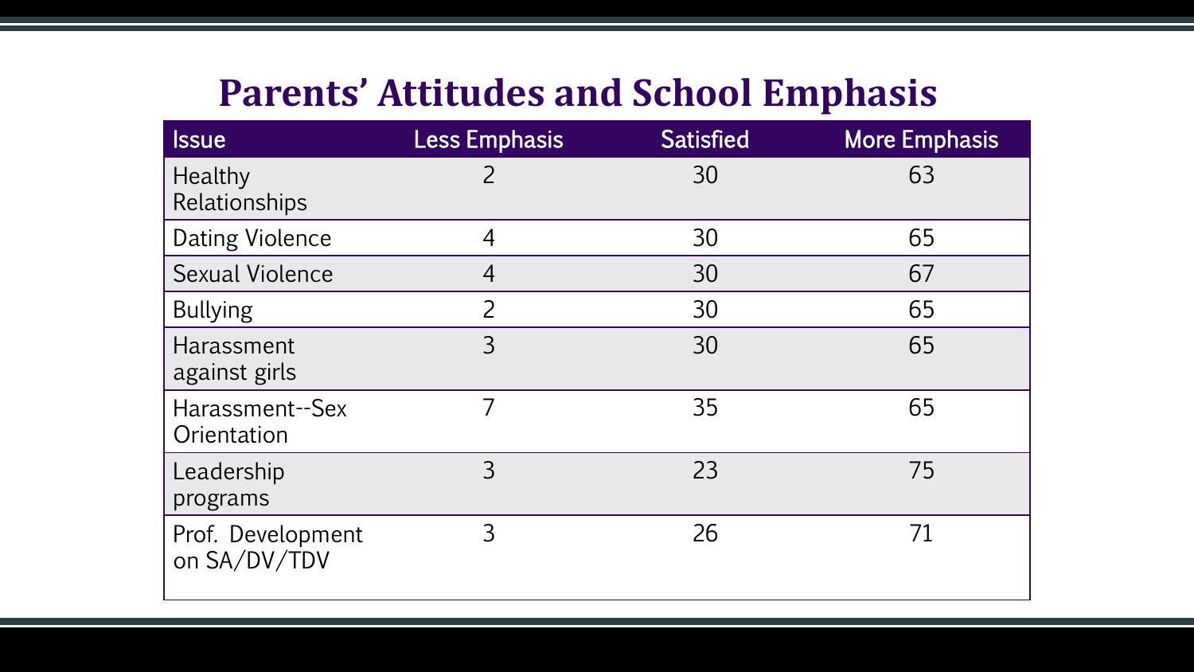# Parents' Attitudes and School Emphasis

| Issue | Less Emphasis | Satisfied | More Emphasis |
|---|---|---|---|
| Healthy Relationships | 2 | 30 | 63 |
| Dating Violence | 4 | 30 | 65 |
| Sexual Violence | 4 | 30 | 67 |
| Bullying | 2 | 30 | 65 |
| Harassment against girls | 3 | 30 | 65 |
| Harassment--Sex Orientation | 7 | 35 | 65 |
| Leadership programs | 3 | 23 | 75 |
| Prof. Development on SA/DV/TDV | 3 | 26 | 71 |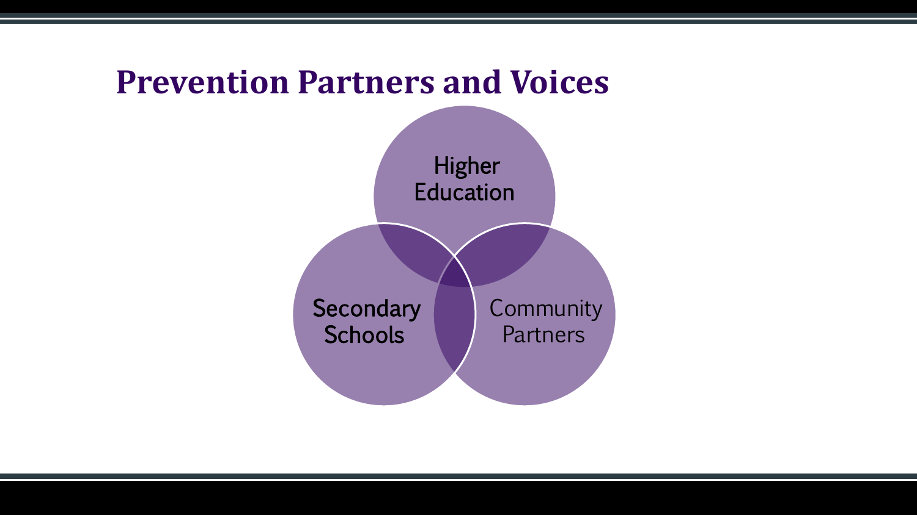# Prevention Partners and Voices

- Higher Education
- Secondary Schools
- Community Partners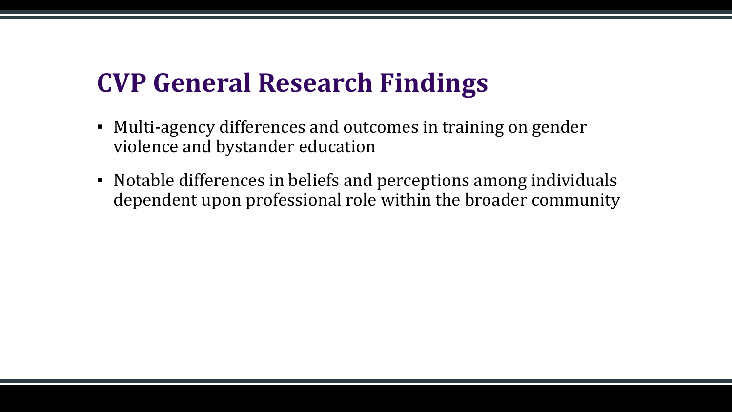# CVP General Research Findings

- Multi-agency differences and outcomes in training on gender violence and bystander education
- Notable differences in beliefs and perceptions among individuals dependent upon professional role within the broader community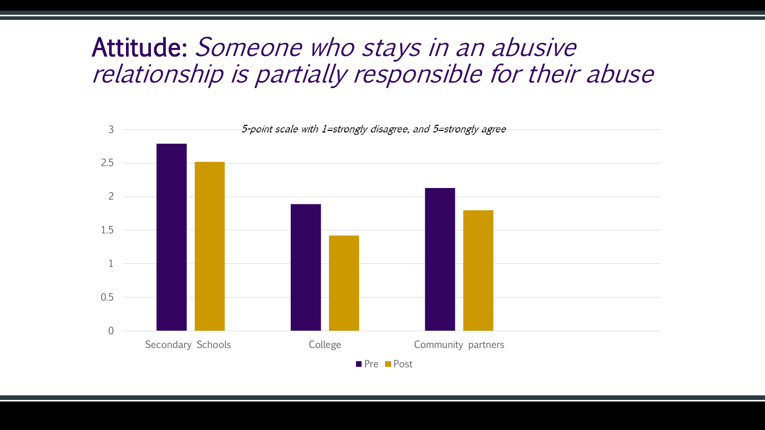# **Attitude:** *Someone who stays in an abusive relationship is partially responsible for their abuse*

*5-point scale with 1=strongly disagree, and 5=strongly agree*

| | Pre | Post |
|---|---|---|
| Secondary Schools | 2.8 | 2.5 |
| College | 1.9 | 1.4 |
| Community partners | 2.1 | 1.8 |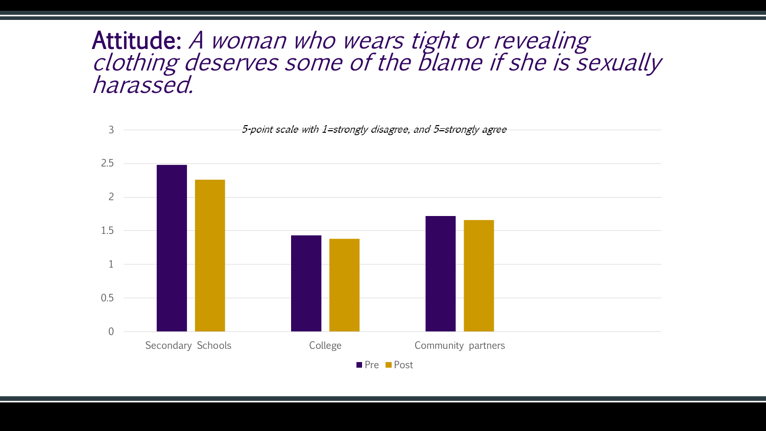# **Attitude:** *A woman who wears tight or revealing clothing deserves some of the blame if she is sexually harassed.*

*5-point scale with 1=strongly disagree, and 5=strongly agree*

| | Pre | Post |
|---|---|---|
| Secondary Schools | 2.48 | 2.26 |
| College | 1.43 | 1.38 |
| Community partners | 1.72 | 1.66 |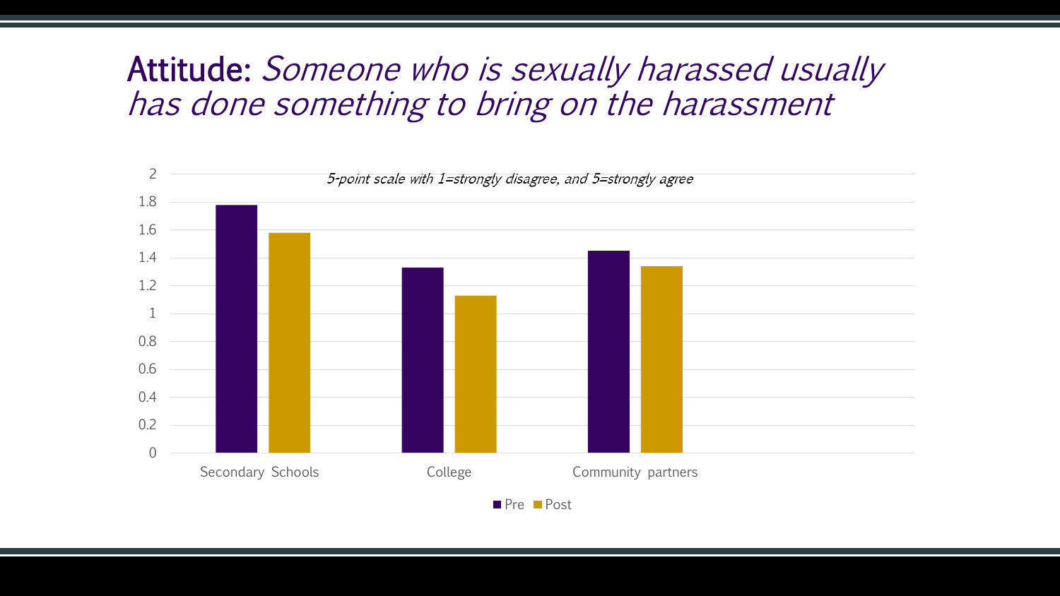# **Attitude:** *Someone who is sexually harassed usually has done something to bring on the harassment*

*5-point scale with 1=strongly disagree, and 5=strongly agree*

| | Pre | Post |
|---|---|---|
| Secondary Schools | 1.78 | 1.58 |
| College | 1.33 | 1.13 |
| Community partners | 1.45 | 1.34 |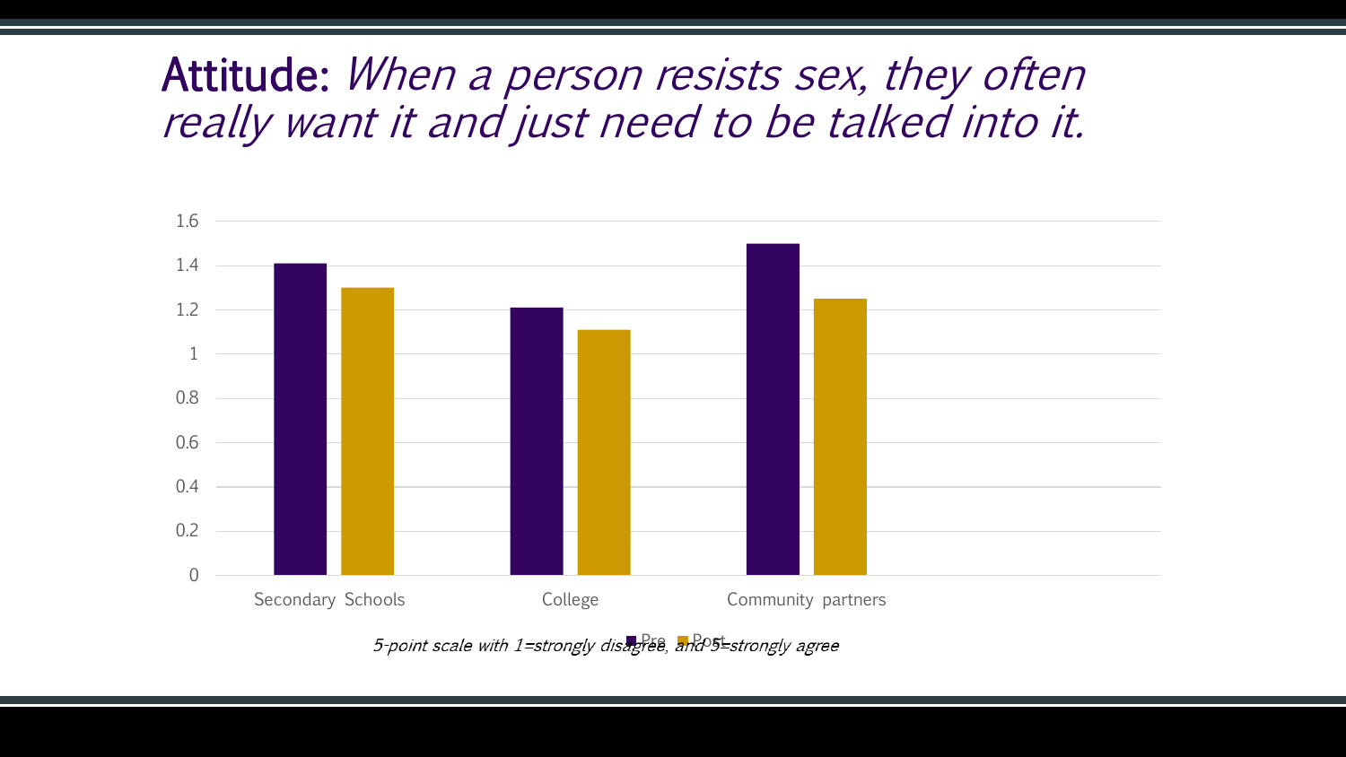# **Attitude:** *When a person resists sex, they often really want it and just need to be talked into it.*

| | Pre | Post |
|---|---|---|
| Secondary Schools | 1.41 | 1.30 |
| College | 1.21 | 1.11 |
| Community partners | 1.50 | 1.25 |

*5-point scale with 1=strongly disagree, and 5=strongly agree*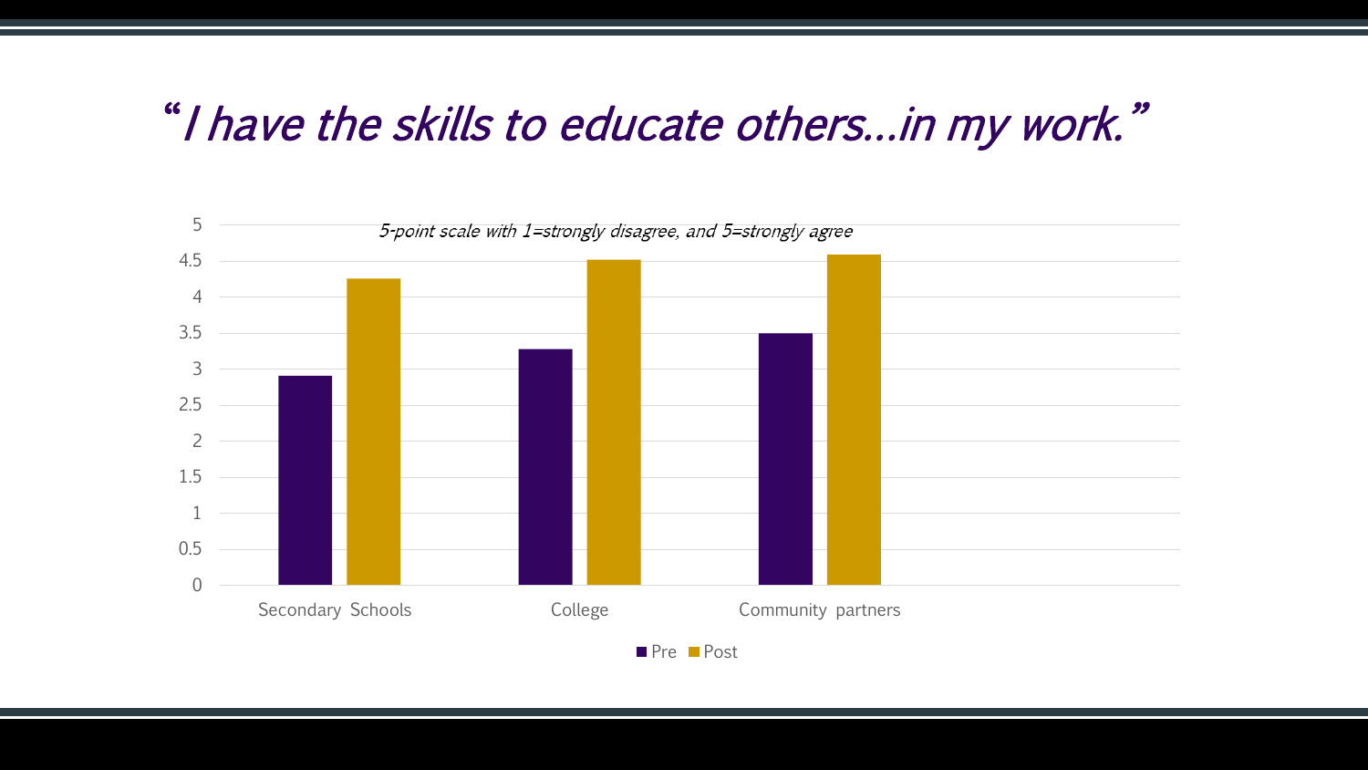# "I have the skills to educate others…in my work."

*5-point scale with 1=strongly disagree, and 5=strongly agree*

| | Pre | Post |
|---|---|---|
| Secondary Schools | 2.9 | 4.25 |
| College | 3.27 | 4.52 |
| Community partners | 3.49 | 4.59 |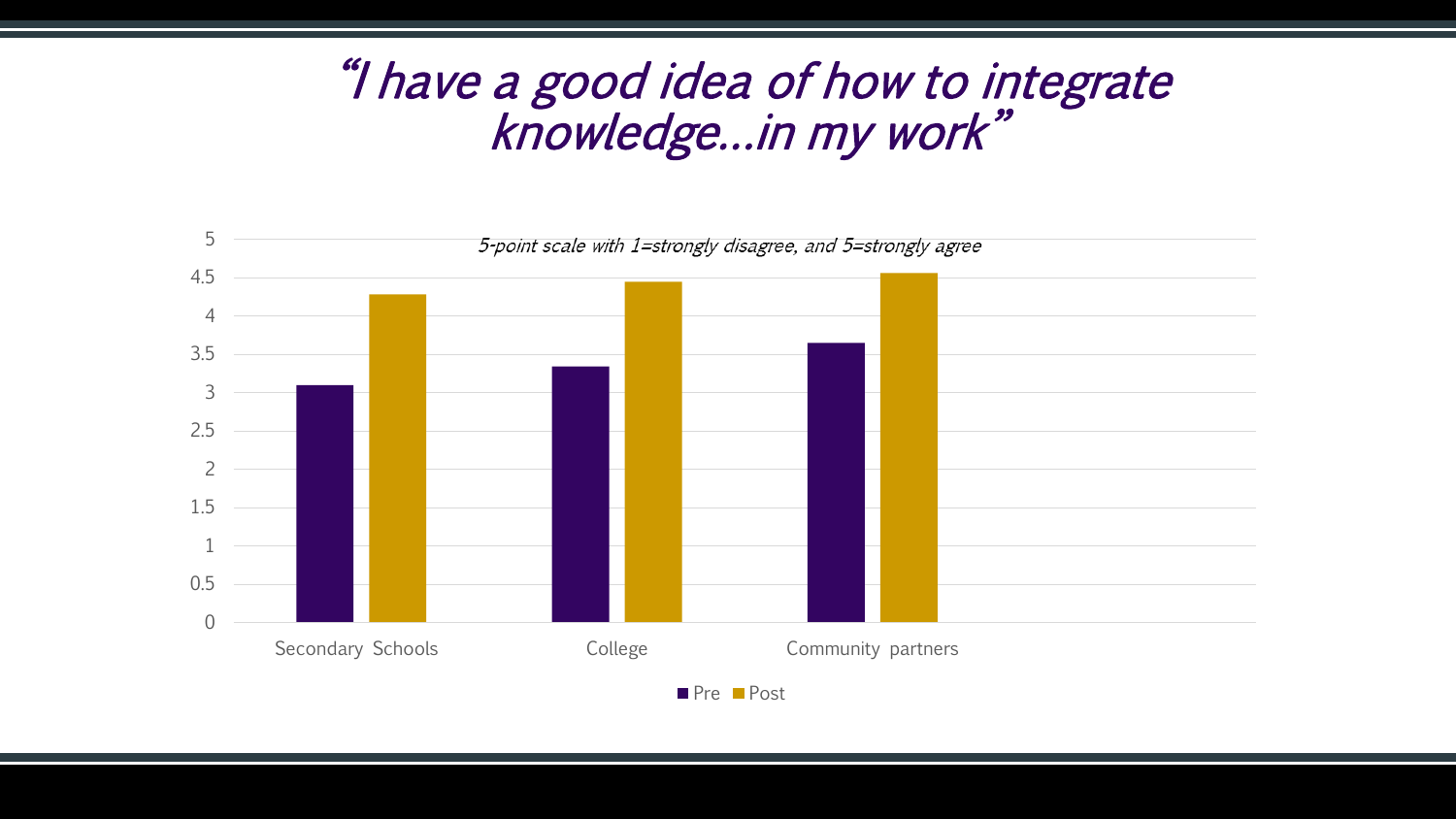# *"I have a good idea of how to integrate knowledge…in my work"*

*5-point scale with 1=strongly disagree, and 5=strongly agree*

| | Pre | Post |
|---|---|---|
| Secondary Schools | 3.1 | 4.3 |
| College | 3.35 | 4.45 |
| Community partners | 3.65 | 4.55 |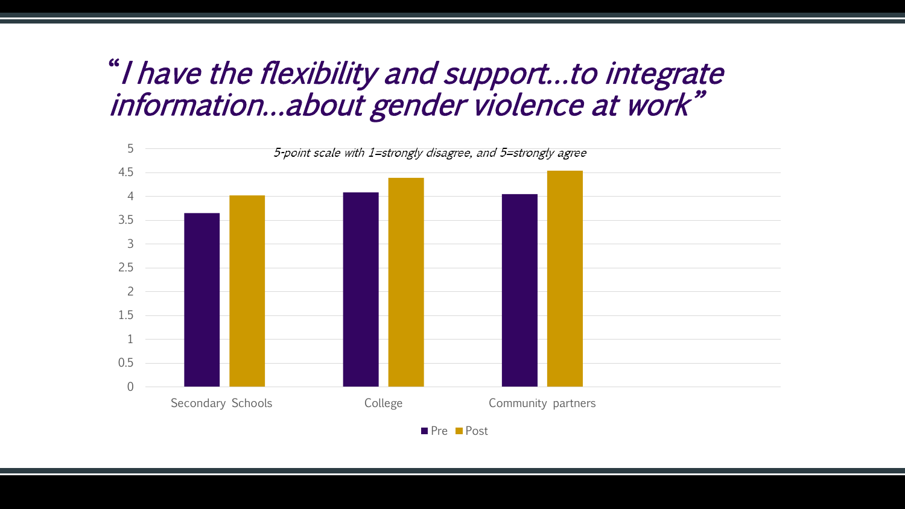# *"I have the flexibility and support…to integrate information…about gender violence at work"*

*5-point scale with 1=strongly disagree, and 5=strongly agree*

| | Pre | Post |
|---|---|---|
| Secondary Schools | 3.65 | 4.02 |
| College | 4.08 | 4.39 |
| Community partners | 4.05 | 4.54 |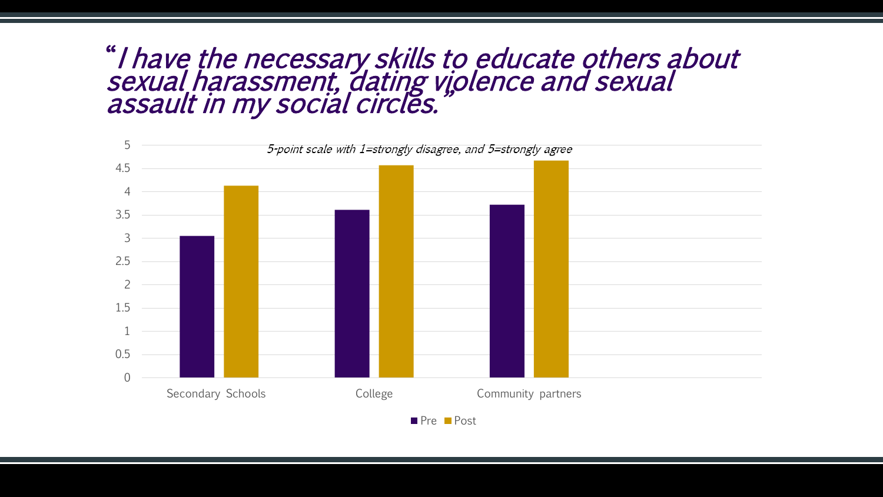# *"I have the necessary skills to educate others about sexual harassment, dating violence and sexual assault in my social circles."*

*5-point scale with 1=strongly disagree, and 5=strongly agree*

| | Pre | Post |
|---|---|---|
| Secondary Schools | 3.05 | 4.13 |
| College | 3.6 | 4.57 |
| Community partners | 3.72 | 4.67 |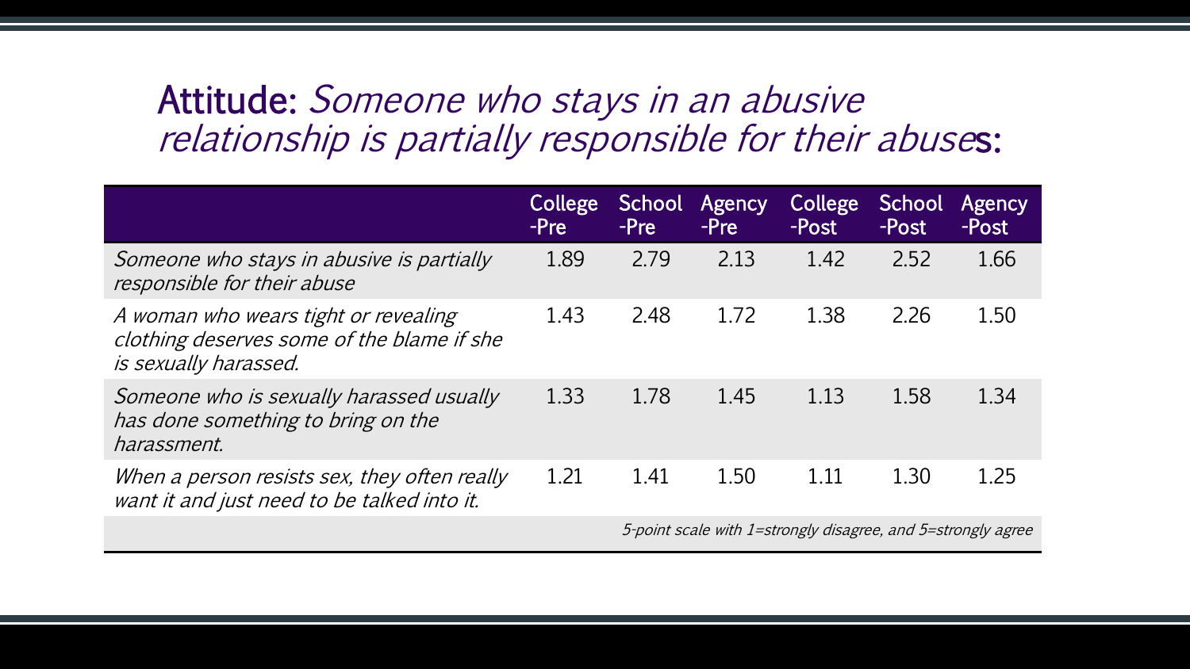# **Attitude:** *Someone who stays in an abusive relationship is partially responsible for their abuses:*

| | College -Pre | School -Pre | Agency -Pre | College -Post | School -Post | Agency -Post |
|---|---|---|---|---|---|---|
| *Someone who stays in abusive is partially responsible for their abuse* | 1.89 | 2.79 | 2.13 | 1.42 | 2.52 | 1.66 |
| *A woman who wears tight or revealing clothing deserves some of the blame if she is sexually harassed.* | 1.43 | 2.48 | 1.72 | 1.38 | 2.26 | 1.50 |
| *Someone who is sexually harassed usually has done something to bring on the harassment.* | 1.33 | 1.78 | 1.45 | 1.13 | 1.58 | 1.34 |
| *When a person resists sex, they often really want it and just need to be talked into it.* | 1.21 | 1.41 | 1.50 | 1.11 | 1.30 | 1.25 |

*5-point scale with 1=strongly disagree, and 5=strongly agree*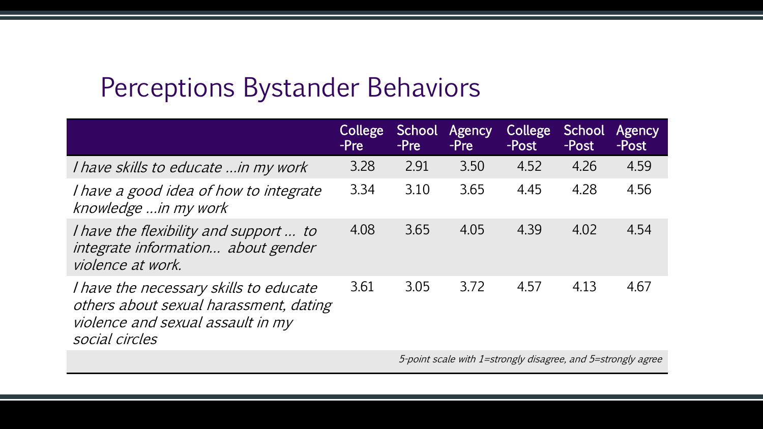# Perceptions Bystander Behaviors

| | College -Pre | School -Pre | Agency -Pre | College -Post | School -Post | Agency -Post |
|---|---|---|---|---|---|---|
| *I have skills to educate …in my work* | 3.28 | 2.91 | 3.50 | 4.52 | 4.26 | 4.59 |
| *I have a good idea of how to integrate knowledge …in my work* | 3.34 | 3.10 | 3.65 | 4.45 | 4.28 | 4.56 |
| *I have the flexibility and support … to integrate information… about gender violence at work.* | 4.08 | 3.65 | 4.05 | 4.39 | 4.02 | 4.54 |
| *I have the necessary skills to educate others about sexual harassment, dating violence and sexual assault in my social circles* | 3.61 | 3.05 | 3.72 | 4.57 | 4.13 | 4.67 |

*5-point scale with 1=strongly disagree, and 5=strongly agree*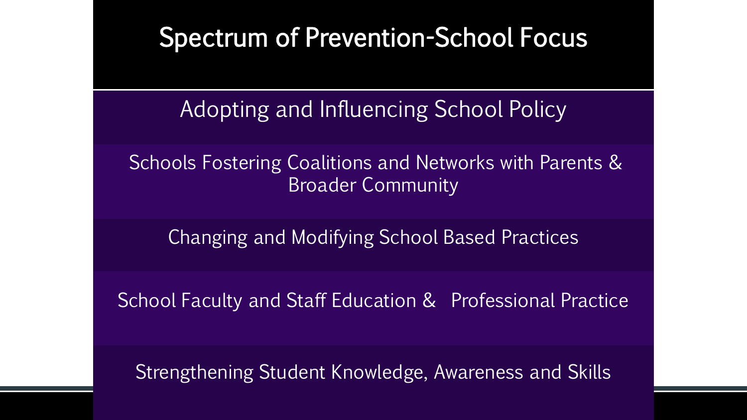# Spectrum of Prevention-School Focus

Adopting and Influencing School Policy

Schools Fostering Coalitions and Networks with Parents & Broader Community

Changing and Modifying School Based Practices

School Faculty and Staff Education & Professional Practice

Strengthening Student Knowledge, Awareness and Skills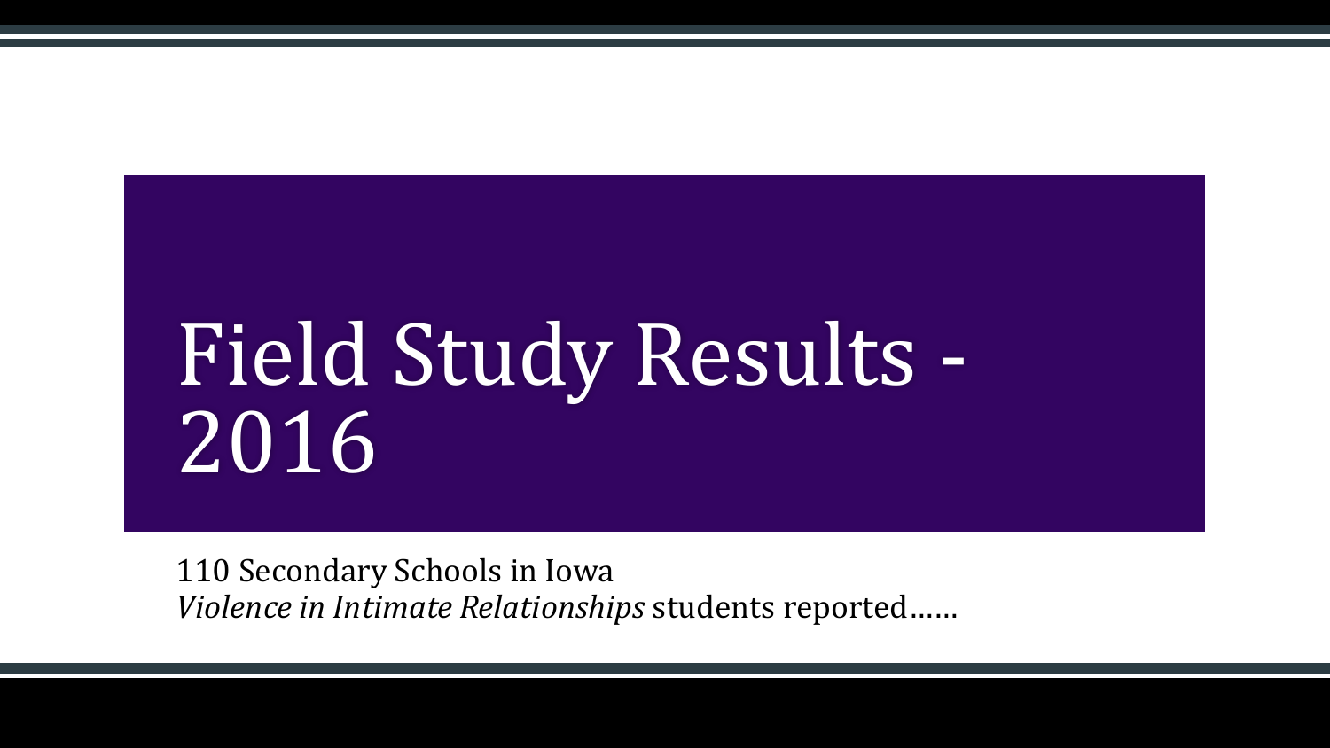# Field Study Results - 2016

110 Secondary Schools in Iowa
*Violence in Intimate Relationships* students reported……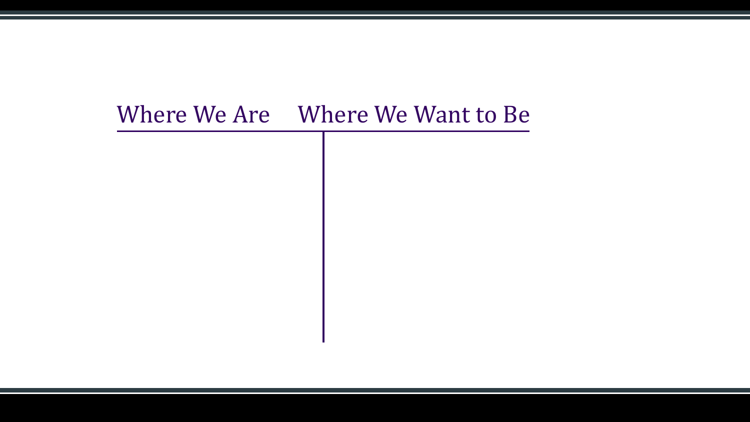| Where We Are | Where We Want to Be |
| --- | --- |
| | |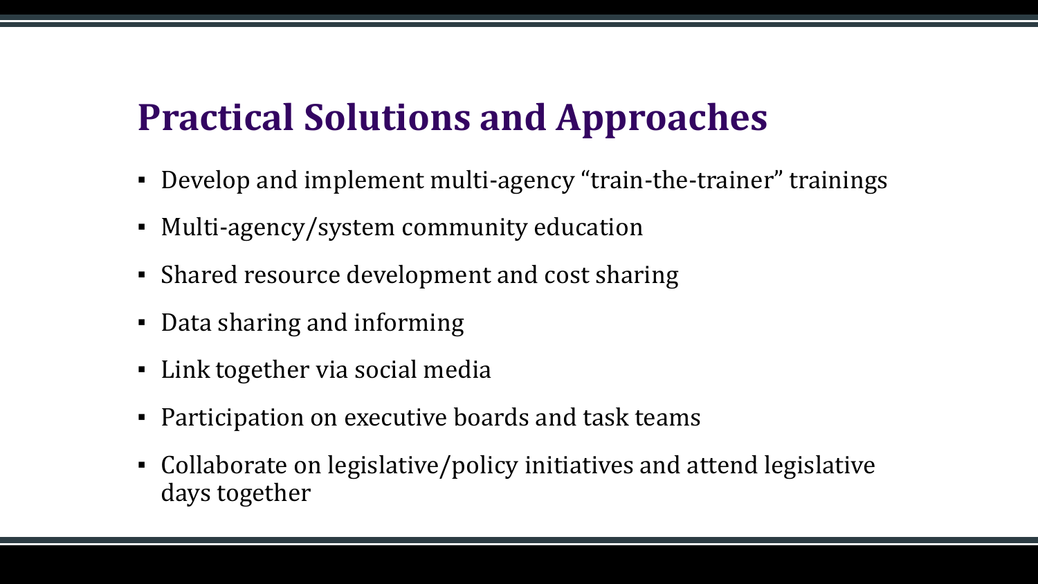# Practical Solutions and Approaches

- Develop and implement multi-agency "train-the-trainer" trainings
- Multi-agency/system community education
- Shared resource development and cost sharing
- Data sharing and informing
- Link together via social media
- Participation on executive boards and task teams
- Collaborate on legislative/policy initiatives and attend legislative days together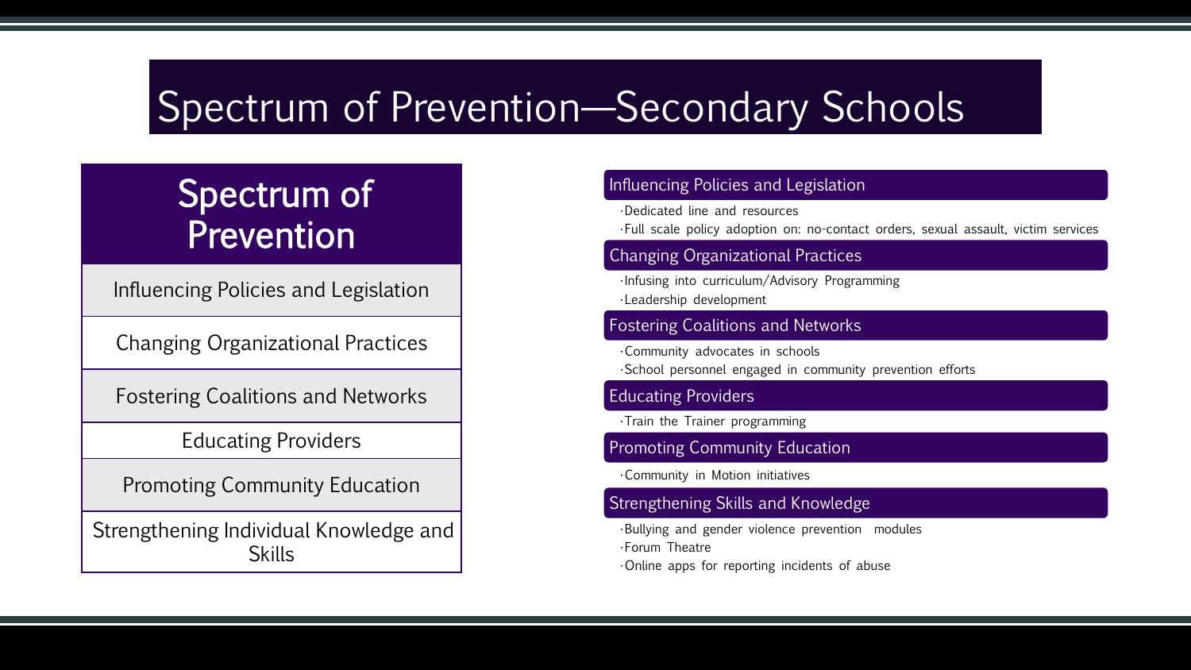# Spectrum of Prevention—Secondary Schools

| Spectrum of Prevention |
| --- |
| Influencing Policies and Legislation |
| Changing Organizational Practices |
| Fostering Coalitions and Networks |
| Educating Providers |
| Promoting Community Education |
| Strengthening Individual Knowledge and Skills |

### Influencing Policies and Legislation

- Dedicated line and resources
- Full scale policy adoption on: no-contact orders, sexual assault, victim services

### Changing Organizational Practices

- Infusing into curriculum/Advisory Programming
- Leadership development

### Fostering Coalitions and Networks

- Community advocates in schools
- School personnel engaged in community prevention efforts

### Educating Providers

- Train the Trainer programming

### Promoting Community Education

- Community in Motion initiatives

### Strengthening Skills and Knowledge

- Bullying and gender violence prevention modules
- Forum Theatre
- Online apps for reporting incidents of abuse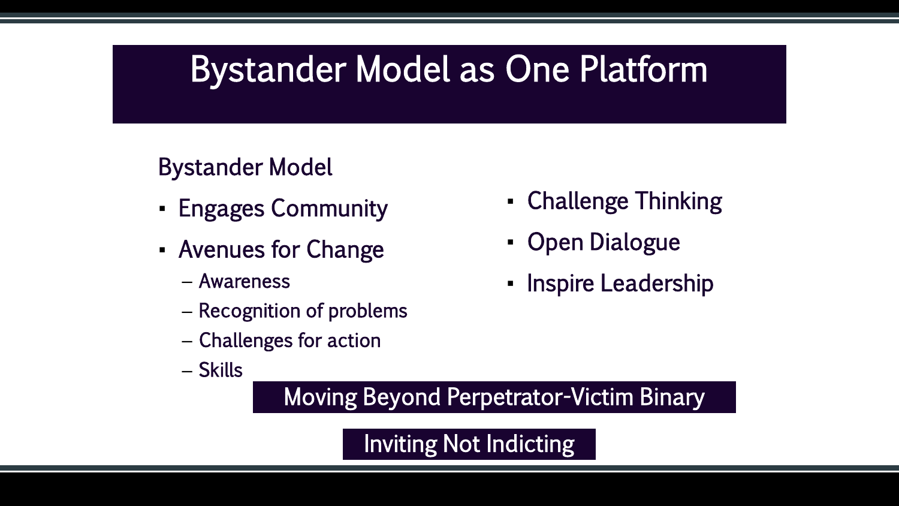# Bystander Model as One Platform

Bystander Model

- Engages Community
- Avenues for Change
  - Awareness
  - Recognition of problems
  - Challenges for action
  - Skills
- Challenge Thinking
- Open Dialogue
- Inspire Leadership

**Moving Beyond Perpetrator-Victim Binary**

**Inviting Not Indicting**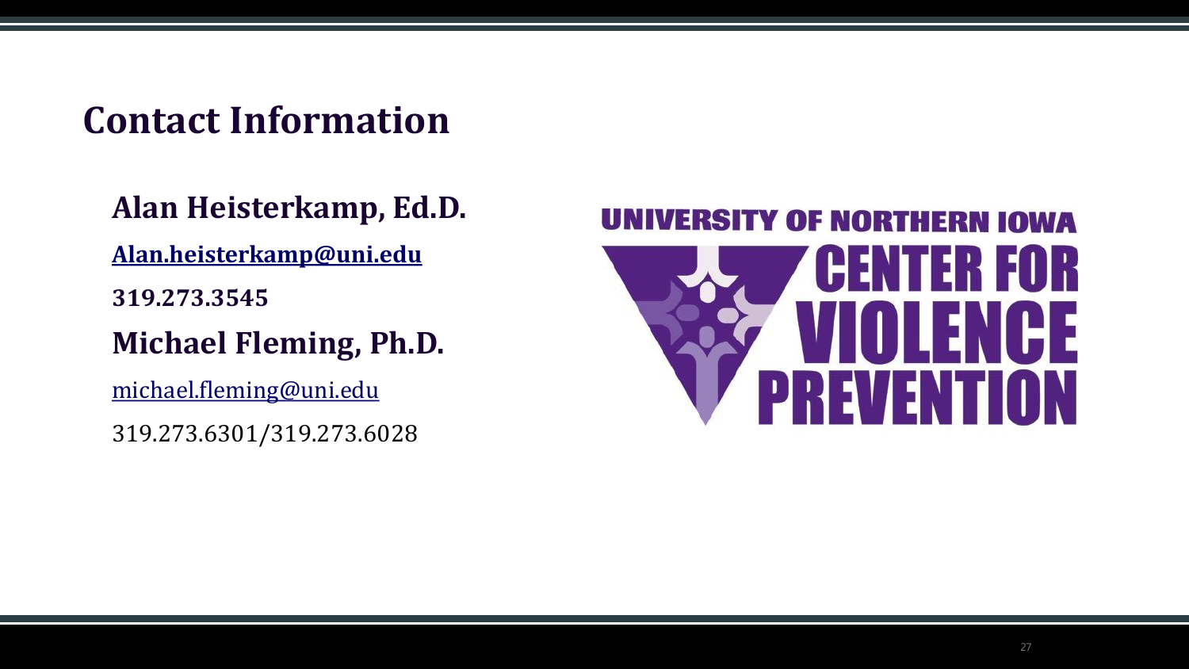## Contact Information

**Alan Heisterkamp, Ed.D.**

**[Alan.heisterkamp@uni.edu](mailto:Alan.heisterkamp@uni.edu)**

**319.273.3545**

**Michael Fleming, Ph.D.**

[michael.fleming@uni.edu](mailto:michael.fleming@uni.edu)

319.273.6301/319.273.6028

UNIVERSITY OF NORTHERN IOWA
CENTER FOR VIOLENCE PREVENTION